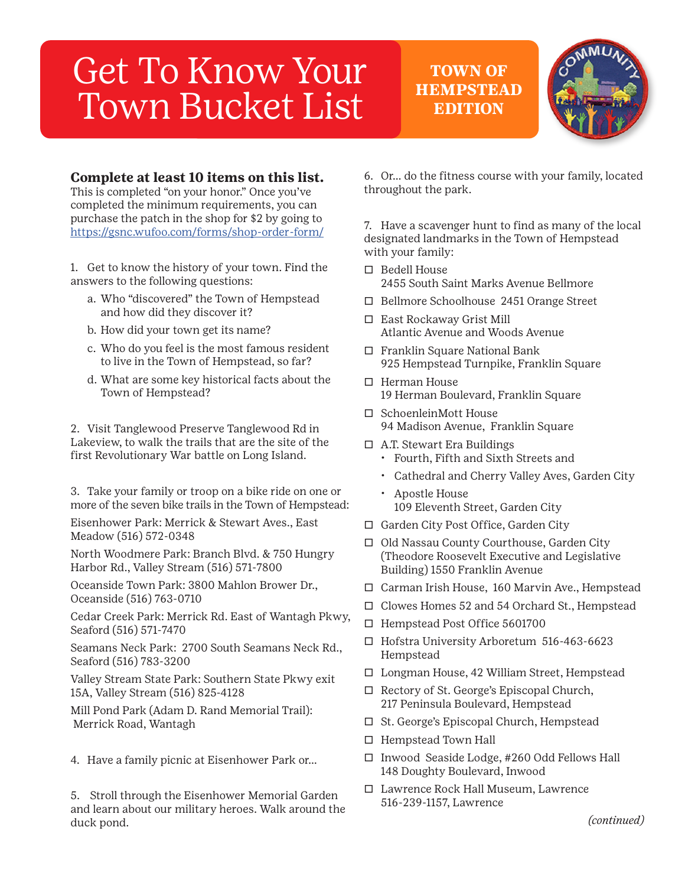# Get To Know Your Town Bucket List

**TOWN OF HEMPSTEAD EDITION**

**Complete at least 10 items on this list.**
This is completed "on your honor." Once you've completed the minimum requirements, you can purchase the patch in the shop for $2 by going to https://gsnc.wufoo.com/forms/shop-order-form/

1. Get to know the history of your town. Find the answers to the following questions:
   a. Who "discovered" the Town of Hempstead and how did they discover it?
   b. How did your town get its name?
   c. Who do you feel is the most famous resident to live in the Town of Hempstead, so far?
   d. What are some key historical facts about the Town of Hempstead?

2. Visit Tanglewood Preserve Tanglewood Rd in Lakeview, to walk the trails that are the site of the first Revolutionary War battle on Long Island.

3. Take your family or troop on a bike ride on one or more of the seven bike trails in the Town of Hempstead:

Eisenhower Park: Merrick & Stewart Aves., East Meadow (516) 572-0348

North Woodmere Park: Branch Blvd. & 750 Hungry Harbor Rd., Valley Stream (516) 571-7800

Oceanside Town Park: 3800 Mahlon Brower Dr., Oceanside (516) 763-0710

Cedar Creek Park: Merrick Rd. East of Wantagh Pkwy, Seaford (516) 571-7470

Seamans Neck Park: 2700 South Seamans Neck Rd., Seaford (516) 783-3200

Valley Stream State Park: Southern State Pkwy exit 15A, Valley Stream (516) 825-4128

Mill Pond Park (Adam D. Rand Memorial Trail): Merrick Road, Wantagh

4. Have a family picnic at Eisenhower Park or...

5. Stroll through the Eisenhower Memorial Garden and learn about our military heroes. Walk around the duck pond.

6. Or... do the fitness course with your family, located throughout the park.

7. Have a scavenger hunt to find as many of the local designated landmarks in the Town of Hempstead with your family:

- ☐ Bedell House
  2455 South Saint Marks Avenue Bellmore
- ☐ Bellmore Schoolhouse 2451 Orange Street
- ☐ East Rockaway Grist Mill
  Atlantic Avenue and Woods Avenue
- ☐ Franklin Square National Bank
  925 Hempstead Turnpike, Franklin Square
- ☐ Herman House
  19 Herman Boulevard, Franklin Square
- ☐ SchoenleinMott House
  94 Madison Avenue, Franklin Square
- ☐ A.T. Stewart Era Buildings
  - Fourth, Fifth and Sixth Streets and
  - Cathedral and Cherry Valley Aves, Garden City
  - Apostle House
    109 Eleventh Street, Garden City
- ☐ Garden City Post Office, Garden City
- ☐ Old Nassau County Courthouse, Garden City (Theodore Roosevelt Executive and Legislative Building) 1550 Franklin Avenue
- ☐ Carman Irish House, 160 Marvin Ave., Hempstead
- ☐ Clowes Homes 52 and 54 Orchard St., Hempstead
- ☐ Hempstead Post Office 5601700
- ☐ Hofstra University Arboretum 516-463-6623 Hempstead
- ☐ Longman House, 42 William Street, Hempstead
- ☐ Rectory of St. George's Episcopal Church,
  217 Peninsula Boulevard, Hempstead
- ☐ St. George's Episcopal Church, Hempstead
- ☐ Hempstead Town Hall
- ☐ Inwood Seaside Lodge, #260 Odd Fellows Hall
  148 Doughty Boulevard, Inwood
- ☐ Lawrence Rock Hall Museum, Lawrence
  516-239-1157, Lawrence

*(continued)*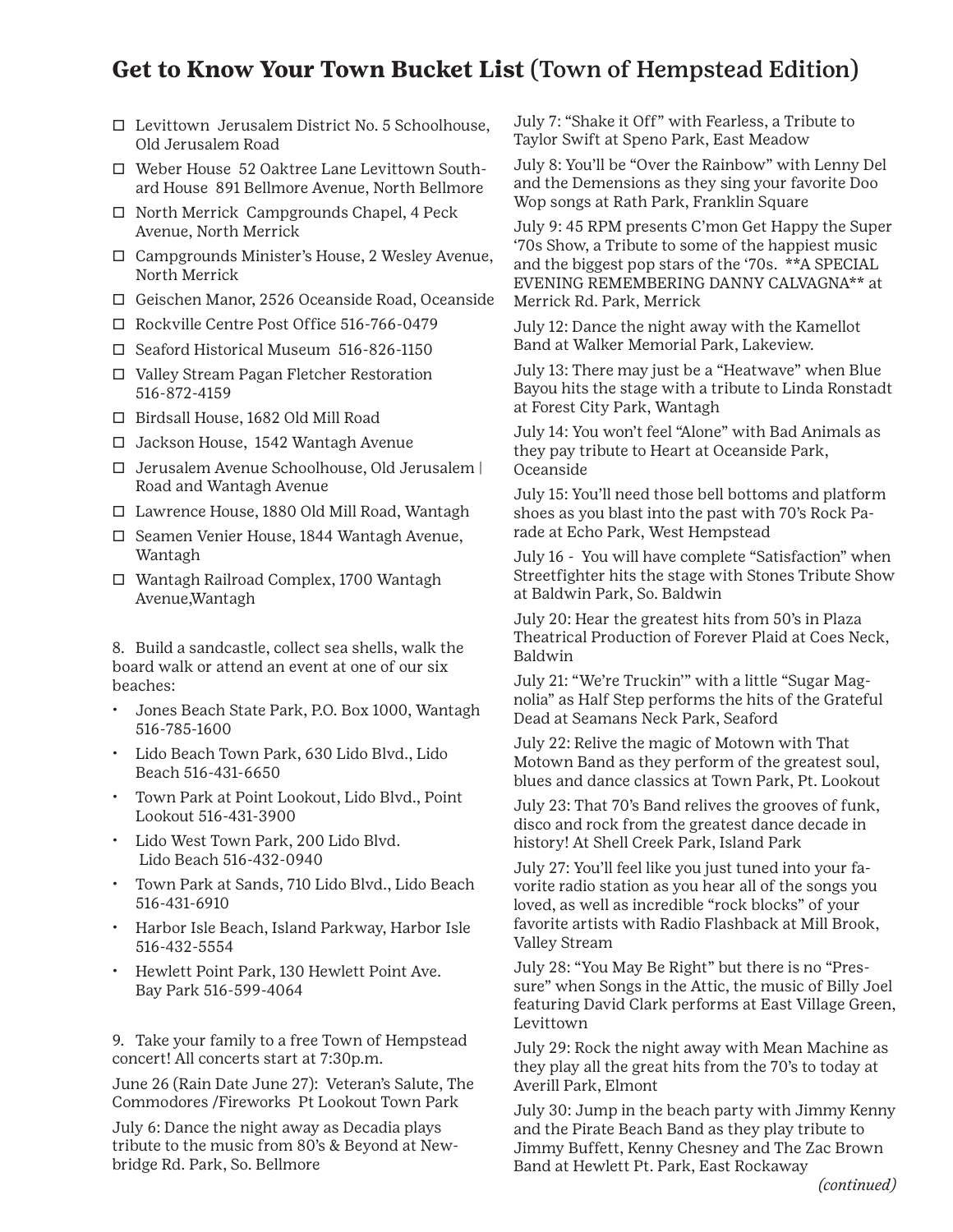## **Get to Know Your Town Bucket List** (Town of Hempstead Edition)

- ☐ Levittown Jerusalem District No. 5 Schoolhouse, Old Jerusalem Road
- ☐ Weber House 52 Oaktree Lane Levittown Southard House 891 Bellmore Avenue, North Bellmore
- ☐ North Merrick Campgrounds Chapel, 4 Peck Avenue, North Merrick
- ☐ Campgrounds Minister's House, 2 Wesley Avenue, North Merrick
- ☐ Geischen Manor, 2526 Oceanside Road, Oceanside
- ☐ Rockville Centre Post Office 516-766-0479
- ☐ Seaford Historical Museum 516-826-1150
- ☐ Valley Stream Pagan Fletcher Restoration 516-872-4159
- ☐ Birdsall House, 1682 Old Mill Road
- ☐ Jackson House, 1542 Wantagh Avenue
- ☐ Jerusalem Avenue Schoolhouse, Old Jerusalem | Road and Wantagh Avenue
- ☐ Lawrence House, 1880 Old Mill Road, Wantagh
- ☐ Seamen Venier House, 1844 Wantagh Avenue, Wantagh
- ☐ Wantagh Railroad Complex, 1700 Wantagh Avenue,Wantagh

8. Build a sandcastle, collect sea shells, walk the board walk or attend an event at one of our six beaches:

- Jones Beach State Park, P.O. Box 1000, Wantagh 516-785-1600
- Lido Beach Town Park, 630 Lido Blvd., Lido Beach 516-431-6650
- Town Park at Point Lookout, Lido Blvd., Point Lookout 516-431-3900
- Lido West Town Park, 200 Lido Blvd. Lido Beach 516-432-0940
- Town Park at Sands, 710 Lido Blvd., Lido Beach 516-431-6910
- Harbor Isle Beach, Island Parkway, Harbor Isle 516-432-5554
- Hewlett Point Park, 130 Hewlett Point Ave. Bay Park 516-599-4064

9. Take your family to a free Town of Hempstead concert! All concerts start at 7:30p.m.

June 26 (Rain Date June 27): Veteran's Salute, The Commodores /Fireworks Pt Lookout Town Park

July 6: Dance the night away as Decadia plays tribute to the music from 80's & Beyond at Newbridge Rd. Park, So. Bellmore

July 7: "Shake it Off" with Fearless, a Tribute to Taylor Swift at Speno Park, East Meadow

July 8: You'll be "Over the Rainbow" with Lenny Del and the Demensions as they sing your favorite Doo Wop songs at Rath Park, Franklin Square

July 9: 45 RPM presents C'mon Get Happy the Super '70s Show, a Tribute to some of the happiest music and the biggest pop stars of the '70s. **A SPECIAL EVENING REMEMBERING DANNY CALVAGNA** at Merrick Rd. Park, Merrick

July 12: Dance the night away with the Kamellot Band at Walker Memorial Park, Lakeview.

July 13: There may just be a "Heatwave" when Blue Bayou hits the stage with a tribute to Linda Ronstadt at Forest City Park, Wantagh

July 14: You won't feel "Alone" with Bad Animals as they pay tribute to Heart at Oceanside Park, Oceanside

July 15: You'll need those bell bottoms and platform shoes as you blast into the past with 70's Rock Parade at Echo Park, West Hempstead

July 16 - You will have complete "Satisfaction" when Streetfighter hits the stage with Stones Tribute Show at Baldwin Park, So. Baldwin

July 20: Hear the greatest hits from 50's in Plaza Theatrical Production of Forever Plaid at Coes Neck, Baldwin

July 21: "We're Truckin'" with a little "Sugar Magnolia" as Half Step performs the hits of the Grateful Dead at Seamans Neck Park, Seaford

July 22: Relive the magic of Motown with That Motown Band as they perform of the greatest soul, blues and dance classics at Town Park, Pt. Lookout

July 23: That 70's Band relives the grooves of funk, disco and rock from the greatest dance decade in history! At Shell Creek Park, Island Park

July 27: You'll feel like you just tuned into your favorite radio station as you hear all of the songs you loved, as well as incredible "rock blocks" of your favorite artists with Radio Flashback at Mill Brook, Valley Stream

July 28: "You May Be Right" but there is no "Pressure" when Songs in the Attic, the music of Billy Joel featuring David Clark performs at East Village Green, Levittown

July 29: Rock the night away with Mean Machine as they play all the great hits from the 70's to today at Averill Park, Elmont

July 30: Jump in the beach party with Jimmy Kenny and the Pirate Beach Band as they play tribute to Jimmy Buffett, Kenny Chesney and The Zac Brown Band at Hewlett Pt. Park, East Rockaway

*(continued)*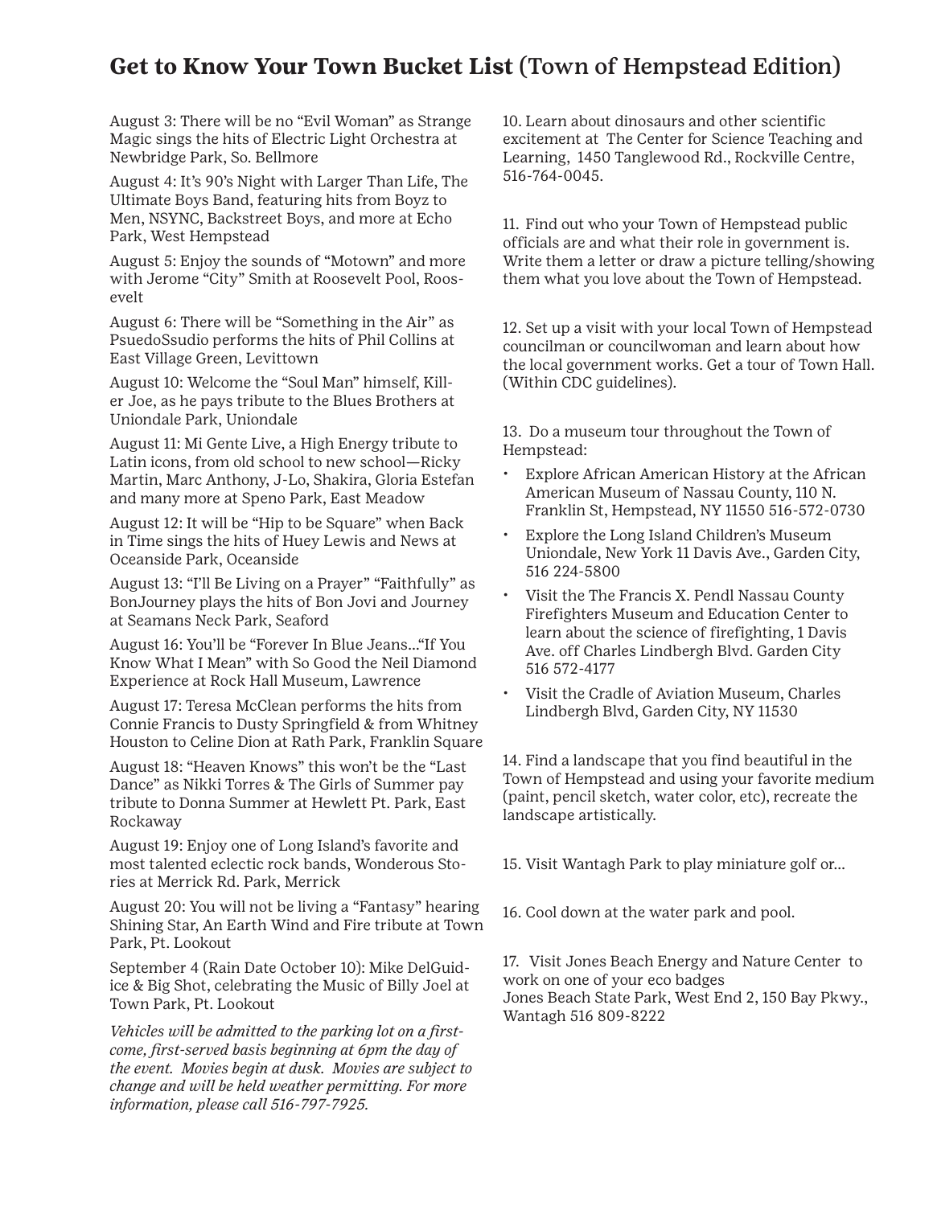## Get to Know Your Town Bucket List (Town of Hempstead Edition)

August 3: There will be no "Evil Woman" as Strange Magic sings the hits of Electric Light Orchestra at Newbridge Park, So. Bellmore

August 4: It's 90's Night with Larger Than Life, The Ultimate Boys Band, featuring hits from Boyz to Men, NSYNC, Backstreet Boys, and more at Echo Park, West Hempstead

August 5: Enjoy the sounds of "Motown" and more with Jerome "City" Smith at Roosevelt Pool, Roosevelt

August 6: There will be "Something in the Air" as PsuedoSsudio performs the hits of Phil Collins at East Village Green, Levittown

August 10: Welcome the "Soul Man" himself, Killer Joe, as he pays tribute to the Blues Brothers at Uniondale Park, Uniondale

August 11: Mi Gente Live, a High Energy tribute to Latin icons, from old school to new school—Ricky Martin, Marc Anthony, J-Lo, Shakira, Gloria Estefan and many more at Speno Park, East Meadow

August 12: It will be "Hip to be Square" when Back in Time sings the hits of Huey Lewis and News at Oceanside Park, Oceanside

August 13: "I'll Be Living on a Prayer" "Faithfully" as BonJourney plays the hits of Bon Jovi and Journey at Seamans Neck Park, Seaford

August 16: You'll be "Forever In Blue Jeans..."If You Know What I Mean" with So Good the Neil Diamond Experience at Rock Hall Museum, Lawrence

August 17: Teresa McClean performs the hits from Connie Francis to Dusty Springfield & from Whitney Houston to Celine Dion at Rath Park, Franklin Square

August 18: "Heaven Knows" this won't be the "Last Dance" as Nikki Torres & The Girls of Summer pay tribute to Donna Summer at Hewlett Pt. Park, East Rockaway

August 19: Enjoy one of Long Island's favorite and most talented eclectic rock bands, Wonderous Stories at Merrick Rd. Park, Merrick

August 20: You will not be living a "Fantasy" hearing Shining Star, An Earth Wind and Fire tribute at Town Park, Pt. Lookout

September 4 (Rain Date October 10): Mike DelGuidice & Big Shot, celebrating the Music of Billy Joel at Town Park, Pt. Lookout

*Vehicles will be admitted to the parking lot on a first-come, first-served basis beginning at 6pm the day of the event. Movies begin at dusk. Movies are subject to change and will be held weather permitting. For more information, please call 516-797-7925.*

10. Learn about dinosaurs and other scientific excitement at The Center for Science Teaching and Learning, 1450 Tanglewood Rd., Rockville Centre, 516-764-0045.

11. Find out who your Town of Hempstead public officials are and what their role in government is. Write them a letter or draw a picture telling/showing them what you love about the Town of Hempstead.

12. Set up a visit with your local Town of Hempstead councilman or councilwoman and learn about how the local government works. Get a tour of Town Hall. (Within CDC guidelines).

13. Do a museum tour throughout the Town of Hempstead:

- Explore African American History at the African American Museum of Nassau County, 110 N. Franklin St, Hempstead, NY 11550 516-572-0730
- Explore the Long Island Children's Museum Uniondale, New York 11 Davis Ave., Garden City, 516 224-5800
- Visit the The Francis X. Pendl Nassau County Firefighters Museum and Education Center to learn about the science of firefighting, 1 Davis Ave. off Charles Lindbergh Blvd. Garden City 516 572-4177
- Visit the Cradle of Aviation Museum, Charles Lindbergh Blvd, Garden City, NY 11530

14. Find a landscape that you find beautiful in the Town of Hempstead and using your favorite medium (paint, pencil sketch, water color, etc), recreate the landscape artistically.

15. Visit Wantagh Park to play miniature golf or...

16. Cool down at the water park and pool.

17. Visit Jones Beach Energy and Nature Center to work on one of your eco badges
Jones Beach State Park, West End 2, 150 Bay Pkwy., Wantagh 516 809-8222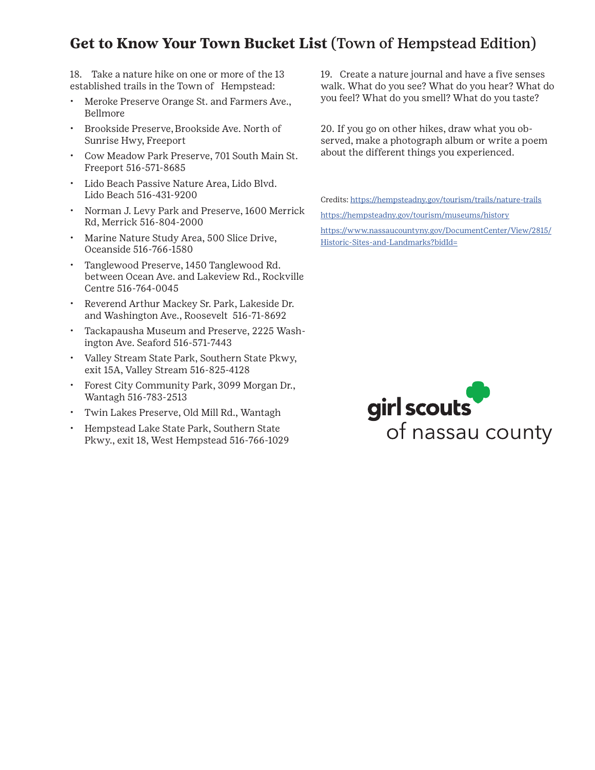# **Get to Know Your Town Bucket List** (Town of Hempstead Edition)

18. Take a nature hike on one or more of the 13 established trails in the Town of Hempstead:

- Meroke Preserve Orange St. and Farmers Ave., Bellmore
- Brookside Preserve, Brookside Ave. North of Sunrise Hwy, Freeport
- Cow Meadow Park Preserve, 701 South Main St. Freeport 516-571-8685
- Lido Beach Passive Nature Area, Lido Blvd. Lido Beach 516-431-9200
- Norman J. Levy Park and Preserve, 1600 Merrick Rd, Merrick 516-804-2000
- Marine Nature Study Area, 500 Slice Drive, Oceanside 516-766-1580
- Tanglewood Preserve, 1450 Tanglewood Rd. between Ocean Ave. and Lakeview Rd., Rockville Centre 516-764-0045
- Reverend Arthur Mackey Sr. Park, Lakeside Dr. and Washington Ave., Roosevelt 516-71-8692
- Tackapausha Museum and Preserve, 2225 Washington Ave. Seaford 516-571-7443
- Valley Stream State Park, Southern State Pkwy, exit 15A, Valley Stream 516-825-4128
- Forest City Community Park, 3099 Morgan Dr., Wantagh 516-783-2513
- Twin Lakes Preserve, Old Mill Rd., Wantagh
- Hempstead Lake State Park, Southern State Pkwy., exit 18, West Hempstead 516-766-1029

19. Create a nature journal and have a five senses walk. What do you see? What do you hear? What do you feel? What do you smell? What do you taste?

20. If you go on other hikes, draw what you observed, make a photograph album or write a poem about the different things you experienced.

Credits: https://hempsteadny.gov/tourism/trails/nature-trails

https://hempsteadny.gov/tourism/museums/history

https://www.nassaucountyny.gov/DocumentCenter/View/2815/Historic-Sites-and-Landmarks?bidId=

girl scouts of nassau county